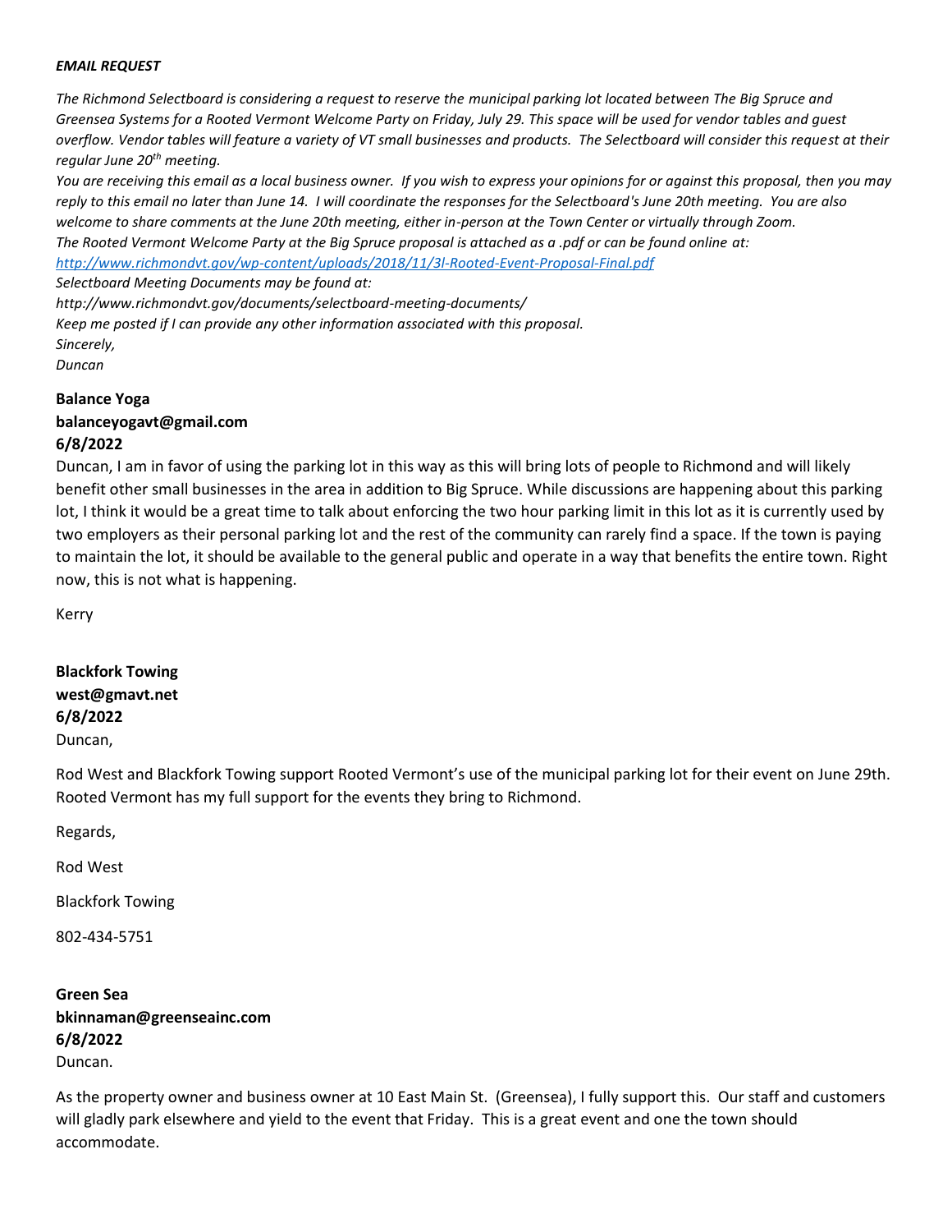***EMAIL REQUEST***

*The Richmond Selectboard is considering a request to reserve the municipal parking lot located between The Big Spruce and Greensea Systems for a Rooted Vermont Welcome Party on Friday, July 29. This space will be used for vendor tables and guest overflow. Vendor tables will feature a variety of VT small businesses and products. The Selectboard will consider this request at their regular June 20th meeting.*

*You are receiving this email as a local business owner. If you wish to express your opinions for or against this proposal, then you may reply to this email no later than June 14. I will coordinate the responses for the Selectboard's June 20th meeting. You are also welcome to share comments at the June 20th meeting, either in-person at the Town Center or virtually through Zoom.*

*The Rooted Vermont Welcome Party at the Big Spruce proposal is attached as a .pdf or can be found online at:*
*http://www.richmondvt.gov/wp-content/uploads/2018/11/3l-Rooted-Event-Proposal-Final.pdf*

*Selectboard Meeting Documents may be found at:*
*http://www.richmondvt.gov/documents/selectboard-meeting-documents/*

*Keep me posted if I can provide any other information associated with this proposal.*

*Sincerely,*
*Duncan*

**Balance Yoga**
**balanceyogavt@gmail.com**
**6/8/2022**

Duncan, I am in favor of using the parking lot in this way as this will bring lots of people to Richmond and will likely benefit other small businesses in the area in addition to Big Spruce. While discussions are happening about this parking lot, I think it would be a great time to talk about enforcing the two hour parking limit in this lot as it is currently used by two employers as their personal parking lot and the rest of the community can rarely find a space. If the town is paying to maintain the lot, it should be available to the general public and operate in a way that benefits the entire town. Right now, this is not what is happening.

Kerry

**Blackfork Towing**
**west@gmavt.net**
**6/8/2022**

Duncan,

Rod West and Blackfork Towing support Rooted Vermont's use of the municipal parking lot for their event on June 29th. Rooted Vermont has my full support for the events they bring to Richmond.

Regards,

Rod West

Blackfork Towing

802-434-5751

**Green Sea**
**bkinnaman@greenseainc.com**
**6/8/2022**

Duncan.

As the property owner and business owner at 10 East Main St. (Greensea), I fully support this. Our staff and customers will gladly park elsewhere and yield to the event that Friday. This is a great event and one the town should accommodate.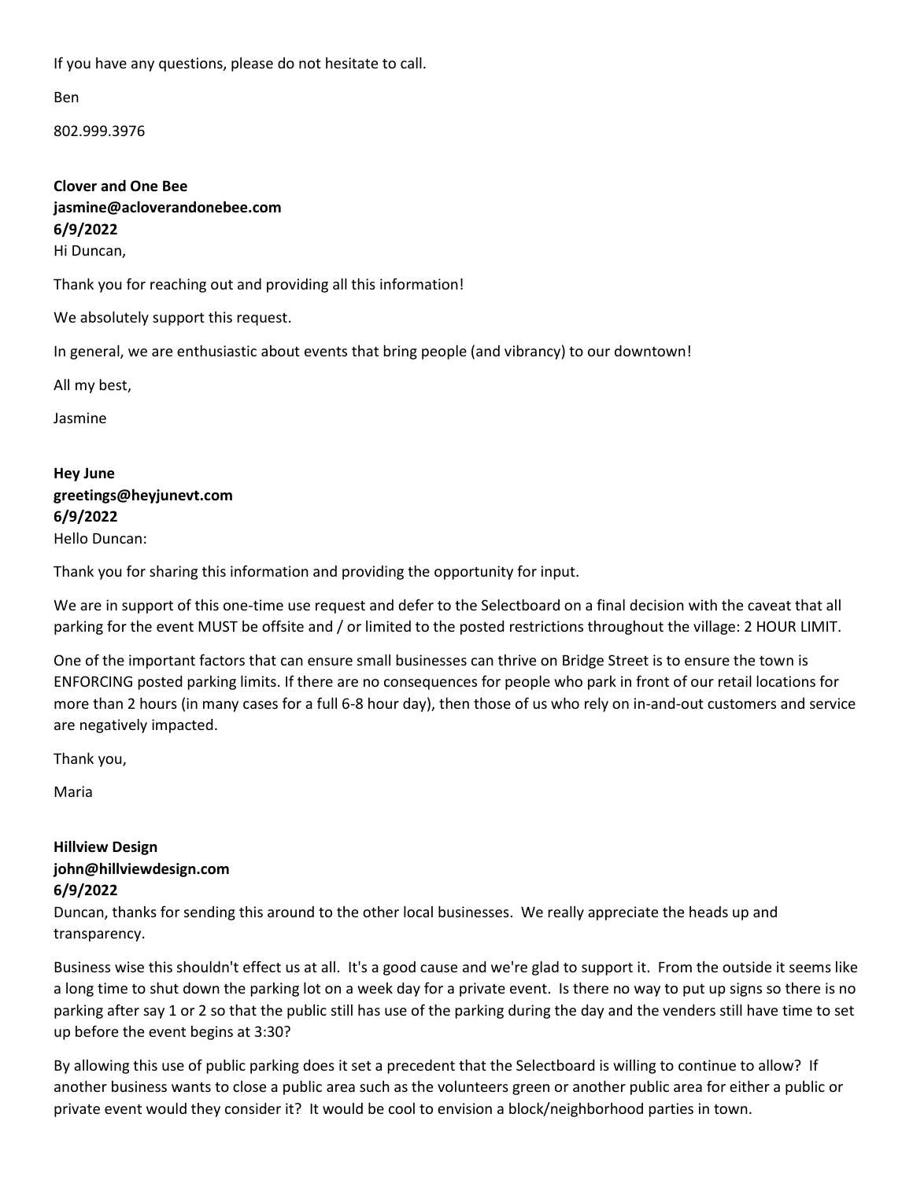If you have any questions, please do not hesitate to call.

Ben

802.999.3976

**Clover and One Bee**
**jasmine@acloverandonebee.com**
**6/9/2022**
Hi Duncan,

Thank you for reaching out and providing all this information!

We absolutely support this request.

In general, we are enthusiastic about events that bring people (and vibrancy) to our downtown!

All my best,

Jasmine

**Hey June**
**greetings@heyjunevt.com**
**6/9/2022**
Hello Duncan:

Thank you for sharing this information and providing the opportunity for input.

We are in support of this one-time use request and defer to the Selectboard on a final decision with the caveat that all parking for the event MUST be offsite and / or limited to the posted restrictions throughout the village: 2 HOUR LIMIT.

One of the important factors that can ensure small businesses can thrive on Bridge Street is to ensure the town is ENFORCING posted parking limits. If there are no consequences for people who park in front of our retail locations for more than 2 hours (in many cases for a full 6-8 hour day), then those of us who rely on in-and-out customers and service are negatively impacted.

Thank you,

Maria

**Hillview Design**
**john@hillviewdesign.com**
**6/9/2022**
Duncan, thanks for sending this around to the other local businesses. We really appreciate the heads up and transparency.

Business wise this shouldn't effect us at all. It's a good cause and we're glad to support it. From the outside it seems like a long time to shut down the parking lot on a week day for a private event. Is there no way to put up signs so there is no parking after say 1 or 2 so that the public still has use of the parking during the day and the venders still have time to set up before the event begins at 3:30?

By allowing this use of public parking does it set a precedent that the Selectboard is willing to continue to allow? If another business wants to close a public area such as the volunteers green or another public area for either a public or private event would they consider it? It would be cool to envision a block/neighborhood parties in town.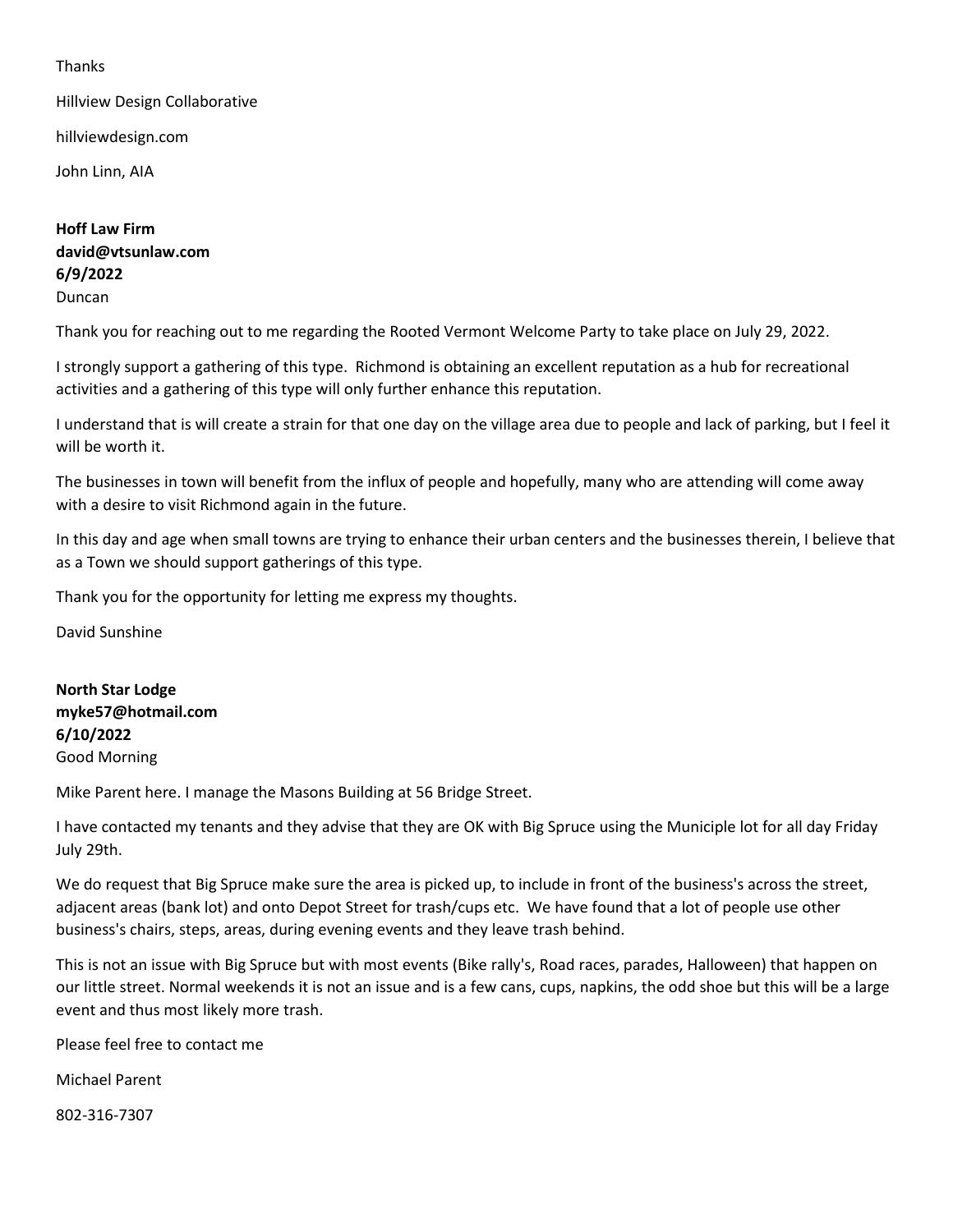Thanks

Hillview Design Collaborative

hillviewdesign.com

John Linn, AIA

**Hoff Law Firm**
**david@vtsunlaw.com**
**6/9/2022**
Duncan

Thank you for reaching out to me regarding the Rooted Vermont Welcome Party to take place on July 29, 2022.

I strongly support a gathering of this type. Richmond is obtaining an excellent reputation as a hub for recreational activities and a gathering of this type will only further enhance this reputation.

I understand that is will create a strain for that one day on the village area due to people and lack of parking, but I feel it will be worth it.

The businesses in town will benefit from the influx of people and hopefully, many who are attending will come away with a desire to visit Richmond again in the future.

In this day and age when small towns are trying to enhance their urban centers and the businesses therein, I believe that as a Town we should support gatherings of this type.

Thank you for the opportunity for letting me express my thoughts.

David Sunshine

**North Star Lodge**
**myke57@hotmail.com**
**6/10/2022**
Good Morning

Mike Parent here. I manage the Masons Building at 56 Bridge Street.

I have contacted my tenants and they advise that they are OK with Big Spruce using the Municiple lot for all day Friday July 29th.

We do request that Big Spruce make sure the area is picked up, to include in front of the business's across the street, adjacent areas (bank lot) and onto Depot Street for trash/cups etc. We have found that a lot of people use other business's chairs, steps, areas, during evening events and they leave trash behind.

This is not an issue with Big Spruce but with most events (Bike rally's, Road races, parades, Halloween) that happen on our little street. Normal weekends it is not an issue and is a few cans, cups, napkins, the odd shoe but this will be a large event and thus most likely more trash.

Please feel free to contact me

Michael Parent

802-316-7307